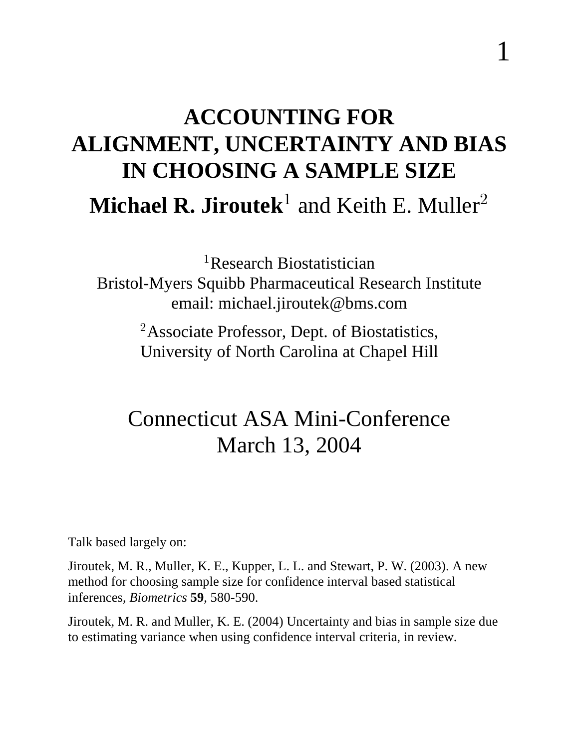# ACCOUNTING FOR ALIGNMENT, UNCERTAINTY AND BIAS IN CHOOSING A SAMPLE SIZE

**Michael R. Jiroutek**[1] and Keith E. Muller[2]

[1]Research Biostatistician
Bristol-Myers Squibb Pharmaceutical Research Institute
email: michael.jiroutek@bms.com

[2]Associate Professor, Dept. of Biostatistics,
University of North Carolina at Chapel Hill

Connecticut ASA Mini-Conference
March 13, 2004

Talk based largely on:

Jiroutek, M. R., Muller, K. E., Kupper, L. L. and Stewart, P. W. (2003). A new method for choosing sample size for confidence interval based statistical inferences, *Biometrics* **59**, 580-590.

Jiroutek, M. R. and Muller, K. E. (2004) Uncertainty and bias in sample size due to estimating variance when using confidence interval criteria, in review.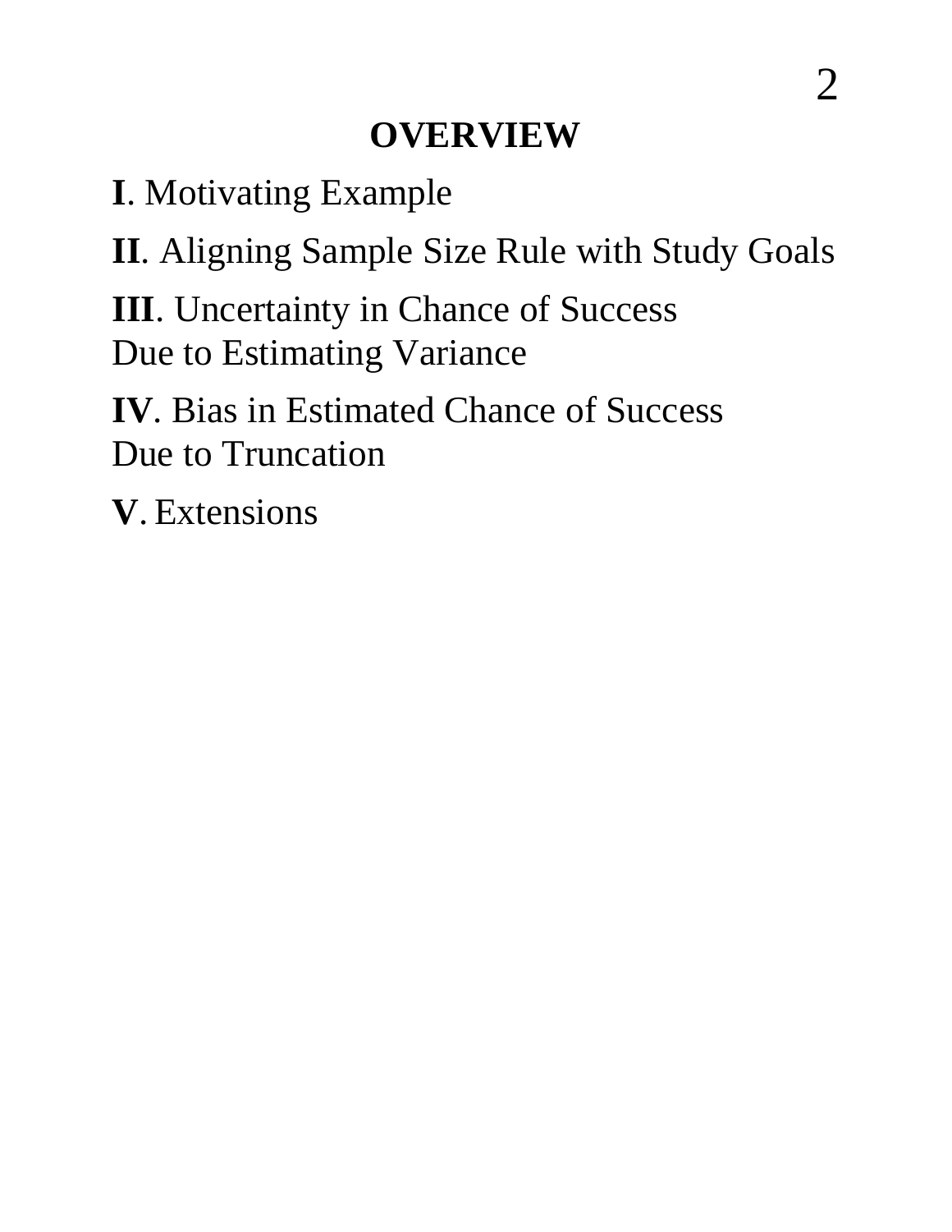# OVERVIEW

**I**. Motivating Example

**II**. Aligning Sample Size Rule with Study Goals

**III**. Uncertainty in Chance of Success
Due to Estimating Variance

**IV**. Bias in Estimated Chance of Success
Due to Truncation

**V**. Extensions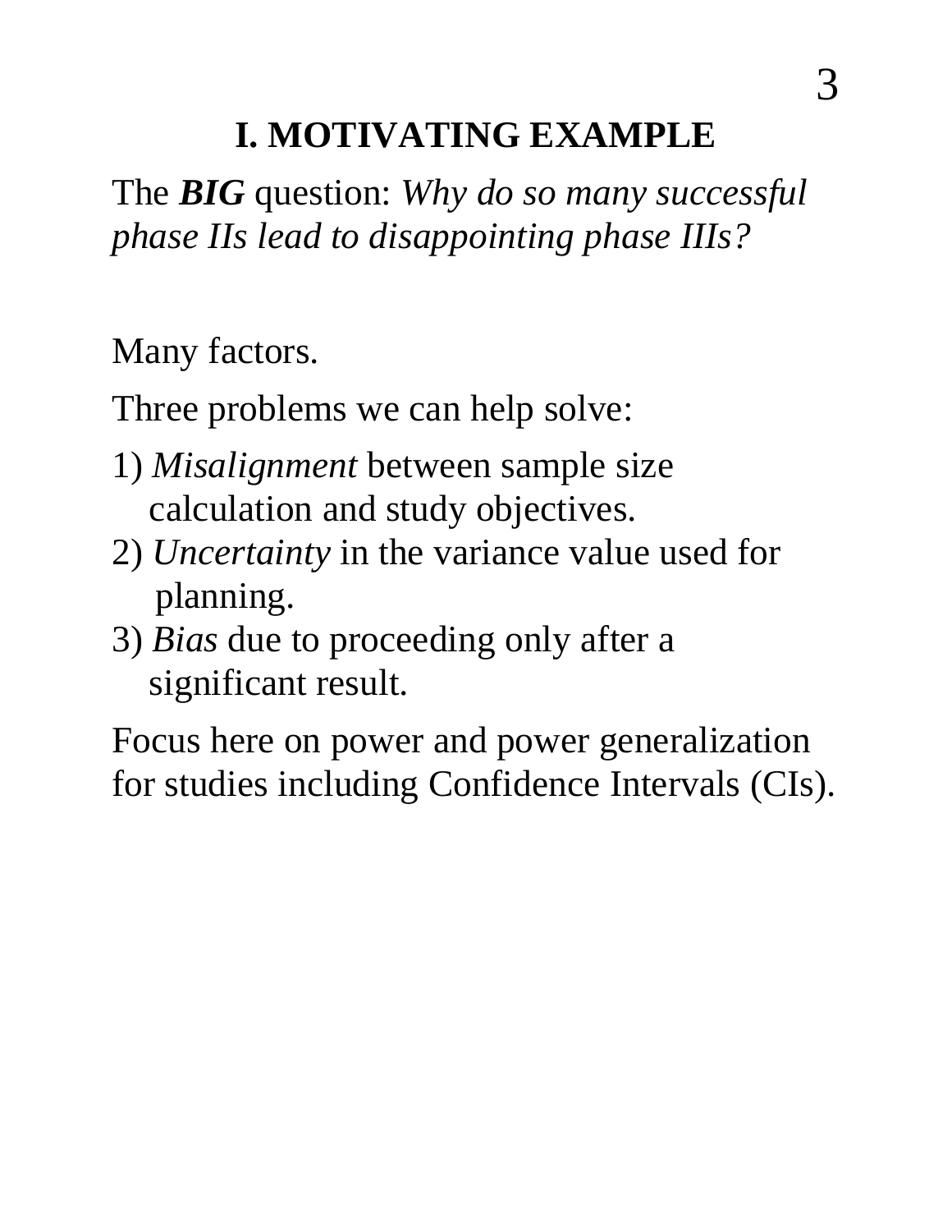## I. MOTIVATING EXAMPLE

The ***BIG*** question: *Why do so many successful phase IIs lead to disappointing phase IIIs?*

Many factors.

Three problems we can help solve:

1) *Misalignment* between sample size calculation and study objectives.
2) *Uncertainty* in the variance value used for planning.
3) *Bias* due to proceeding only after a significant result.

Focus here on power and power generalization for studies including Confidence Intervals (CIs).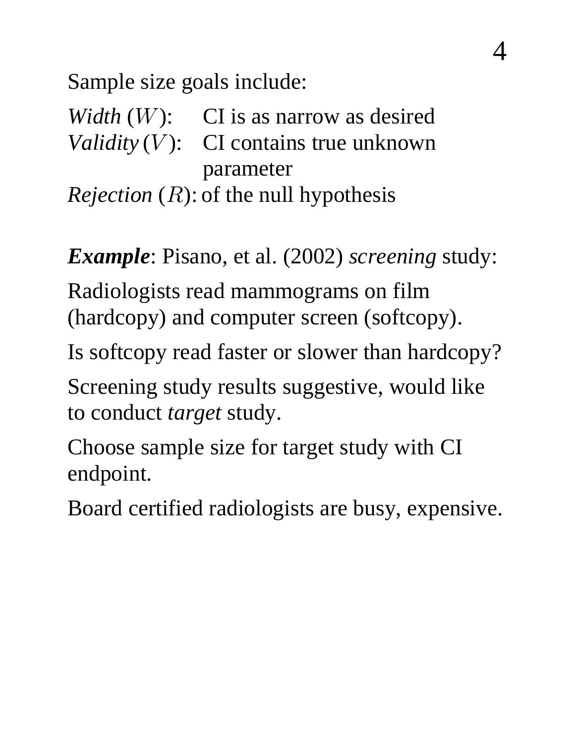Sample size goals include:

*Width* ($W$): CI is as narrow as desired
*Validity* ($V$): CI contains true unknown parameter
*Rejection* ($R$): of the null hypothesis

***Example***: Pisano, et al. (2002) *screening* study:

Radiologists read mammograms on film (hardcopy) and computer screen (softcopy).

Is softcopy read faster or slower than hardcopy?

Screening study results suggestive, would like to conduct *target* study.

Choose sample size for target study with CI endpoint.

Board certified radiologists are busy, expensive.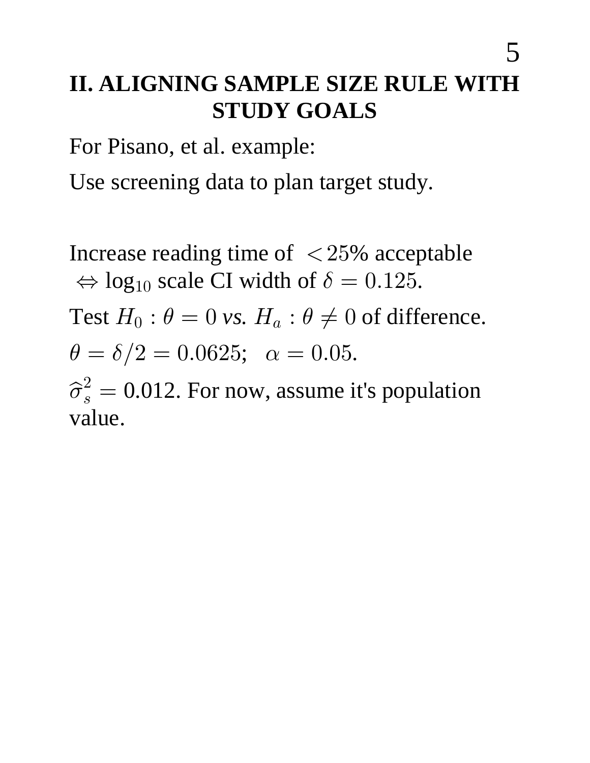## II. ALIGNING SAMPLE SIZE RULE WITH STUDY GOALS

For Pisano, et al. example:

Use screening data to plan target study.

Increase reading time of $< 25\%$ acceptable $\Leftrightarrow \log_{10}$ scale CI width of $\delta = 0.125$.

Test $H_0 : \theta = 0$ *vs.* $H_a : \theta \neq 0$ of difference.

$\theta = \delta/2 = 0.0625; \;\; \alpha = 0.05.$

$\widehat{\sigma}_s^2 = 0.012$. For now, assume it's population value.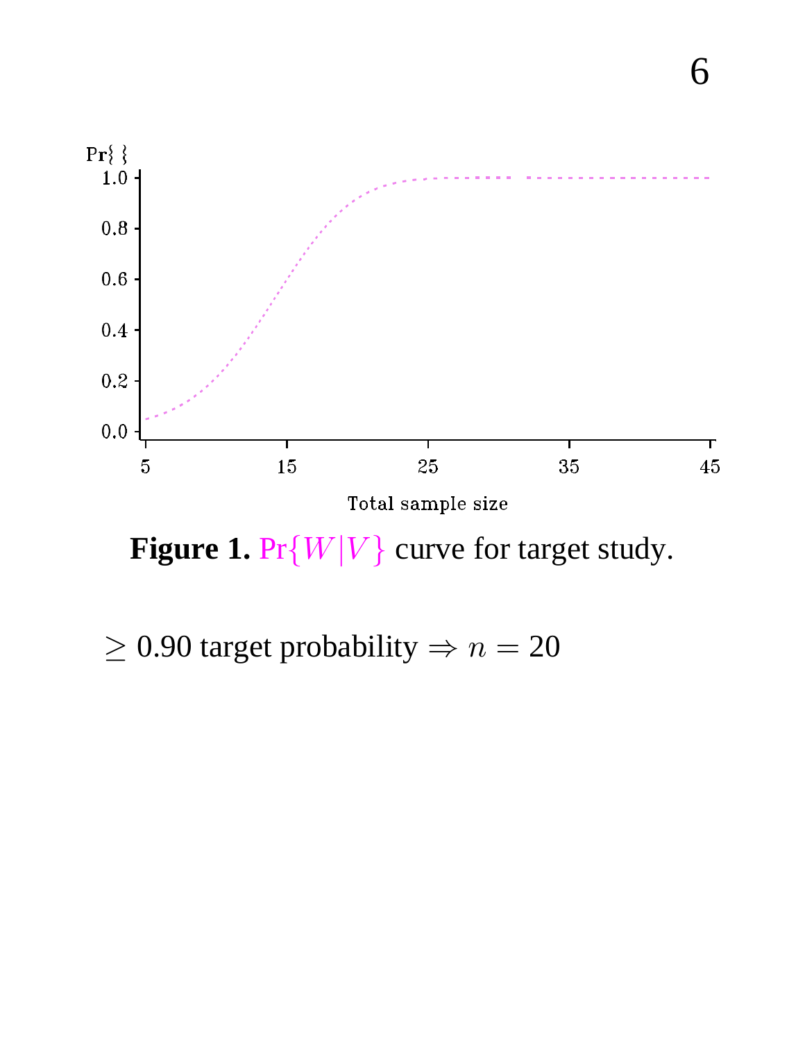**Figure 1.** $\Pr\{W|V\}$ curve for target study.

$\geq$ 0.90 target probability $\Rightarrow n = 20$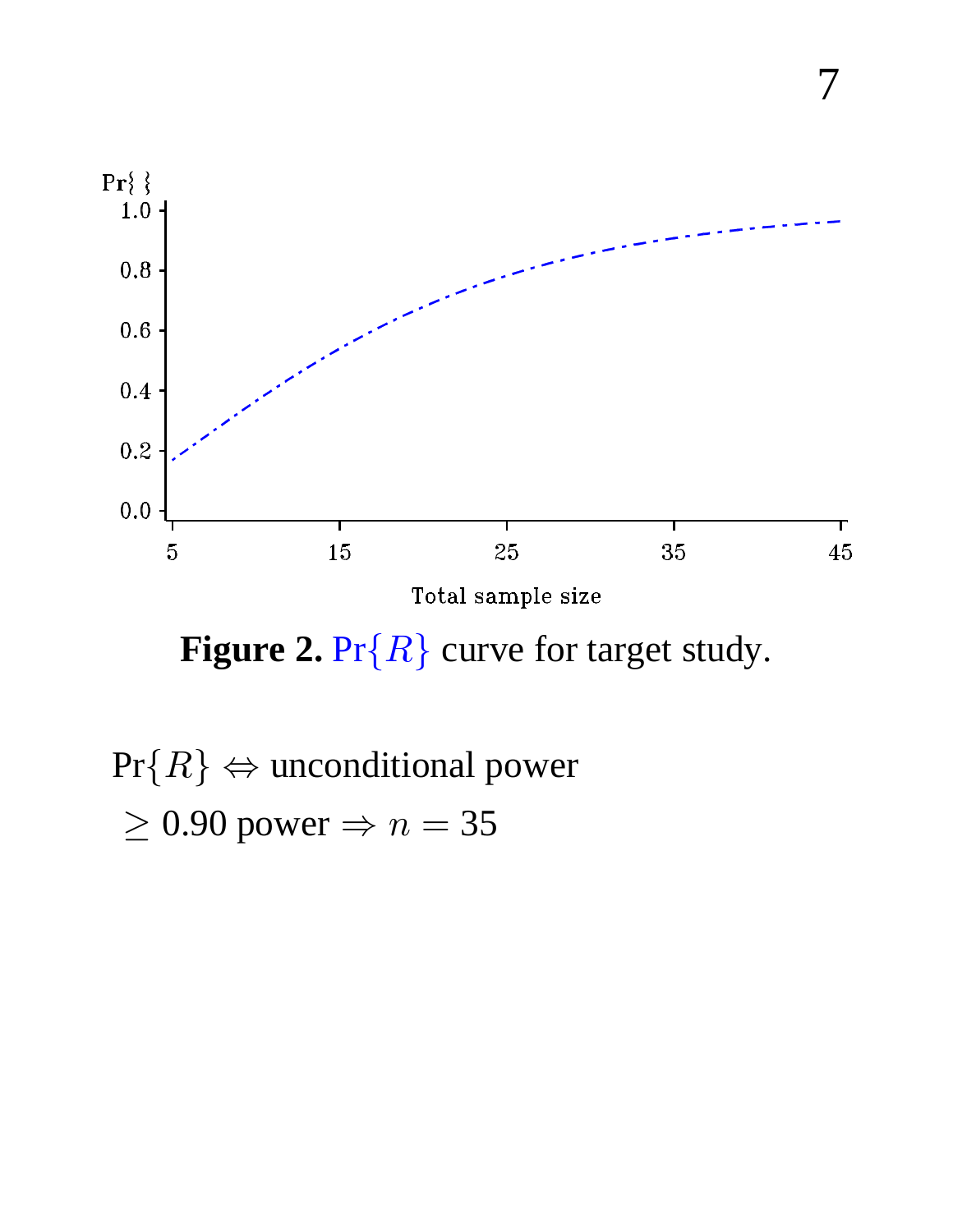**Figure 2.** $\Pr\{R\}$ curve for target study.

$\Pr\{R\} \Leftrightarrow$ unconditional power

$\geq 0.90$ power $\Rightarrow n = 35$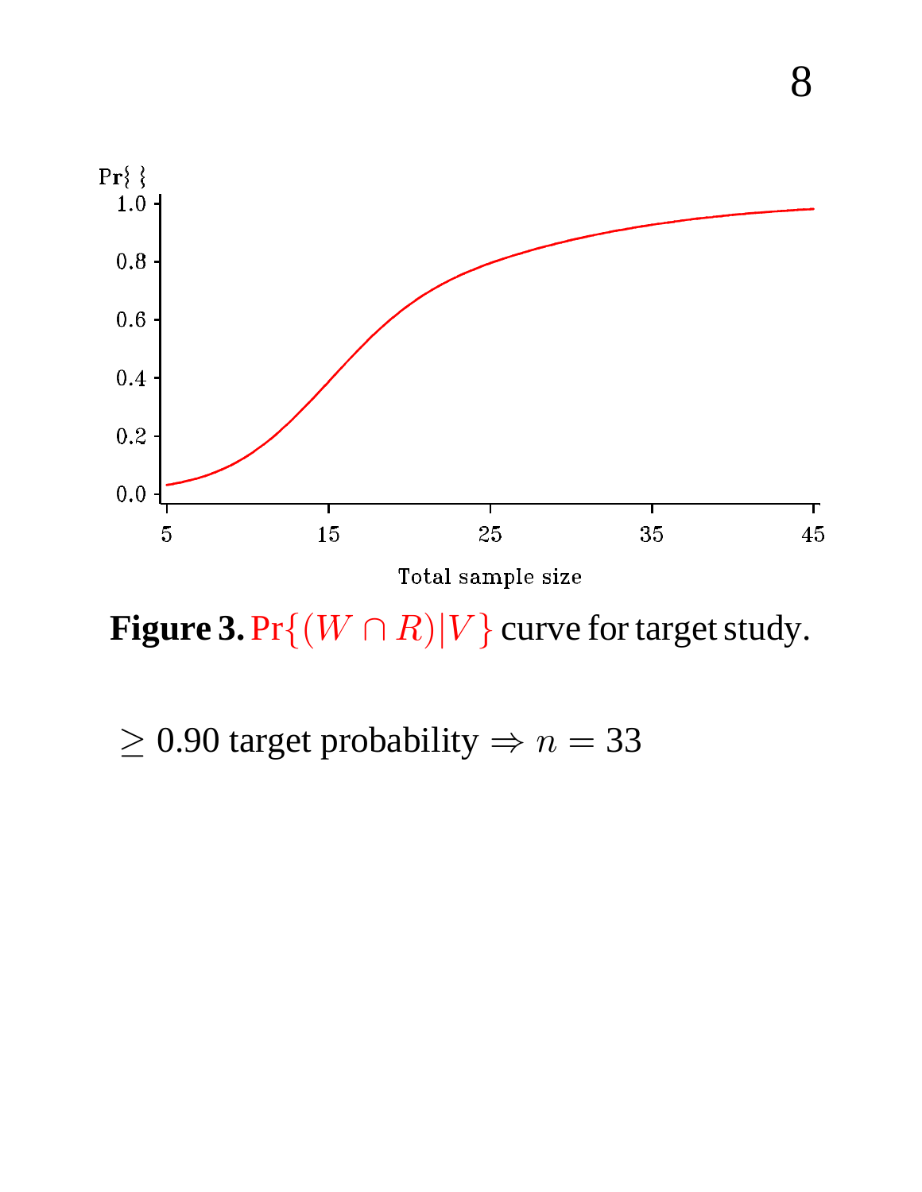**Figure 3.** $\Pr\{(W \cap R)|V\}$ curve for target study.

$\geq 0.90$ target probability $\Rightarrow n = 33$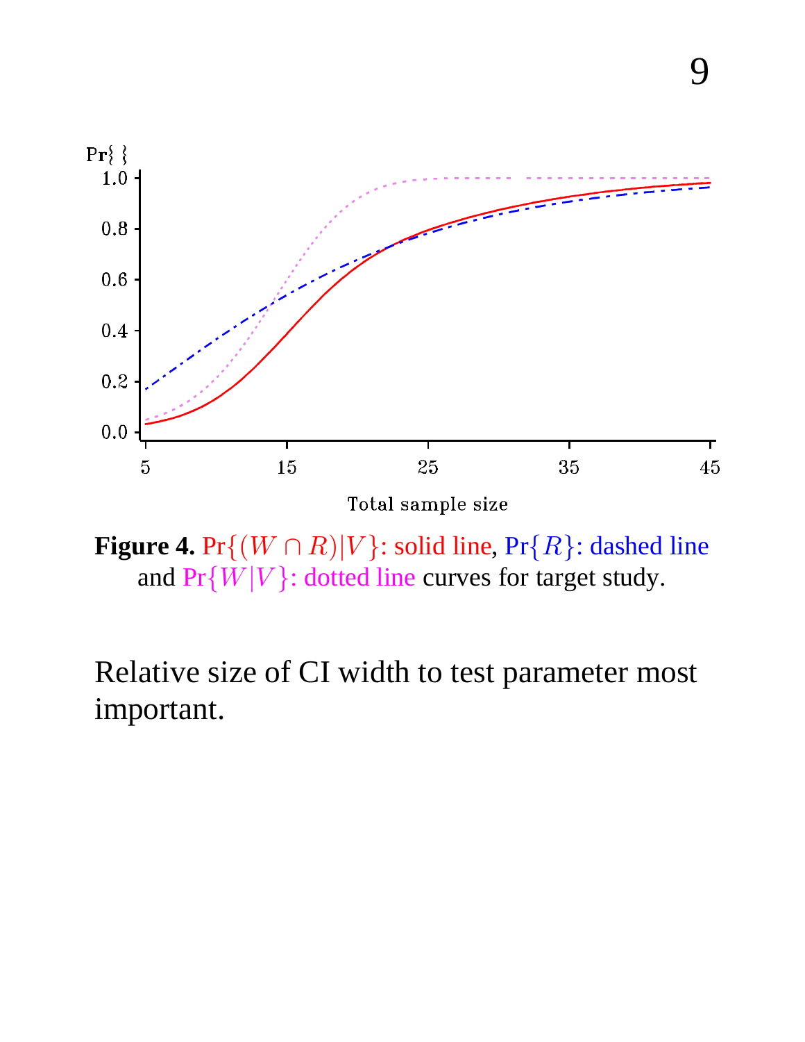**Figure 4.** $\Pr\{(W \cap R)|V\}$: solid line, $\Pr\{R\}$: dashed line and $\Pr\{W|V\}$: dotted line curves for target study.

Relative size of CI width to test parameter most important.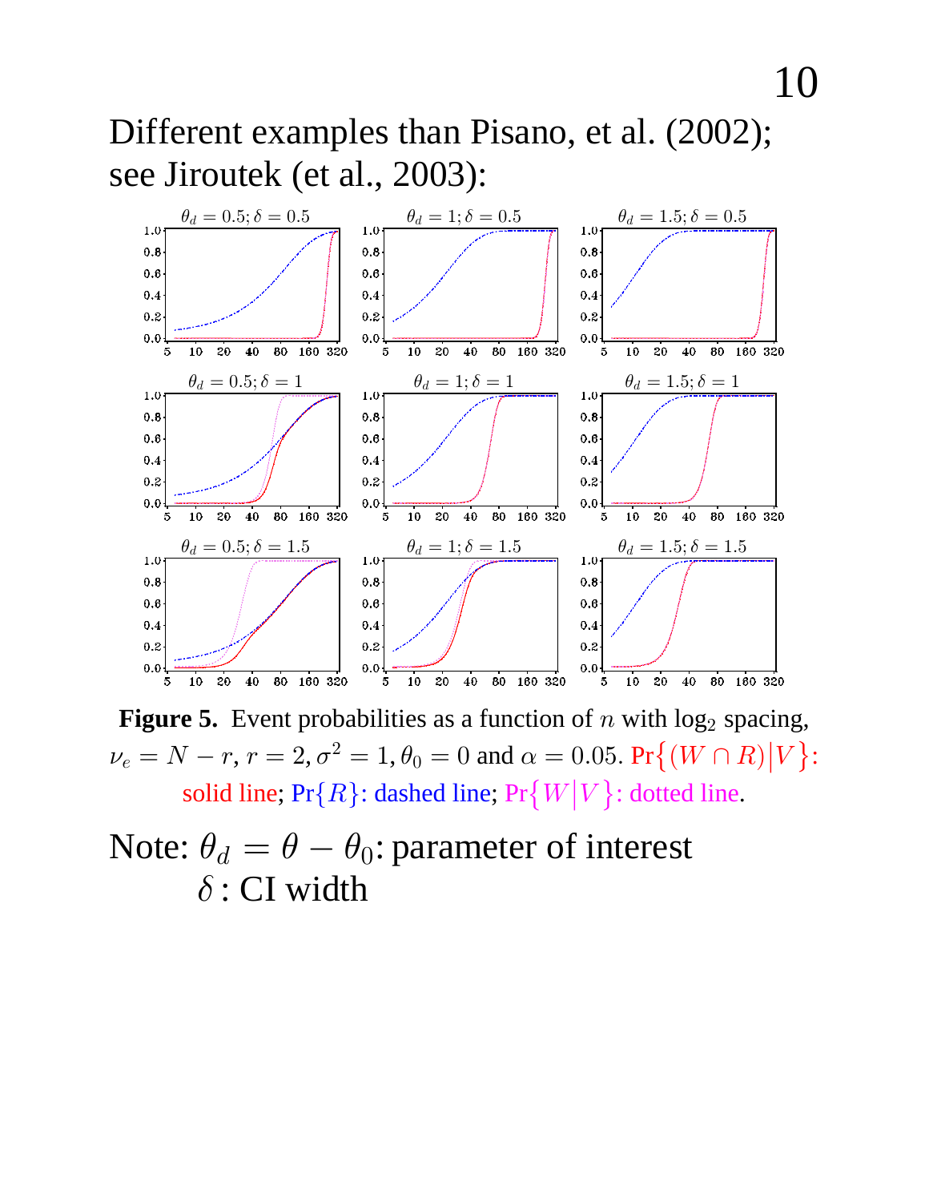Different examples than Pisano, et al. (2002); see Jiroutek (et al., 2003):

**Figure 5.** Event probabilities as a function of $n$ with $\log_2$ spacing, $\nu_e = N - r$, $r = 2, \sigma^2 = 1, \theta_0 = 0$ and $\alpha = 0.05$. $\Pr\{(W \cap R)|V\}$: solid line; $\Pr\{R\}$: dashed line; $\Pr\{W|V\}$: dotted line.

Note: $\theta_d = \theta - \theta_0$: parameter of interest
$\delta$ : CI width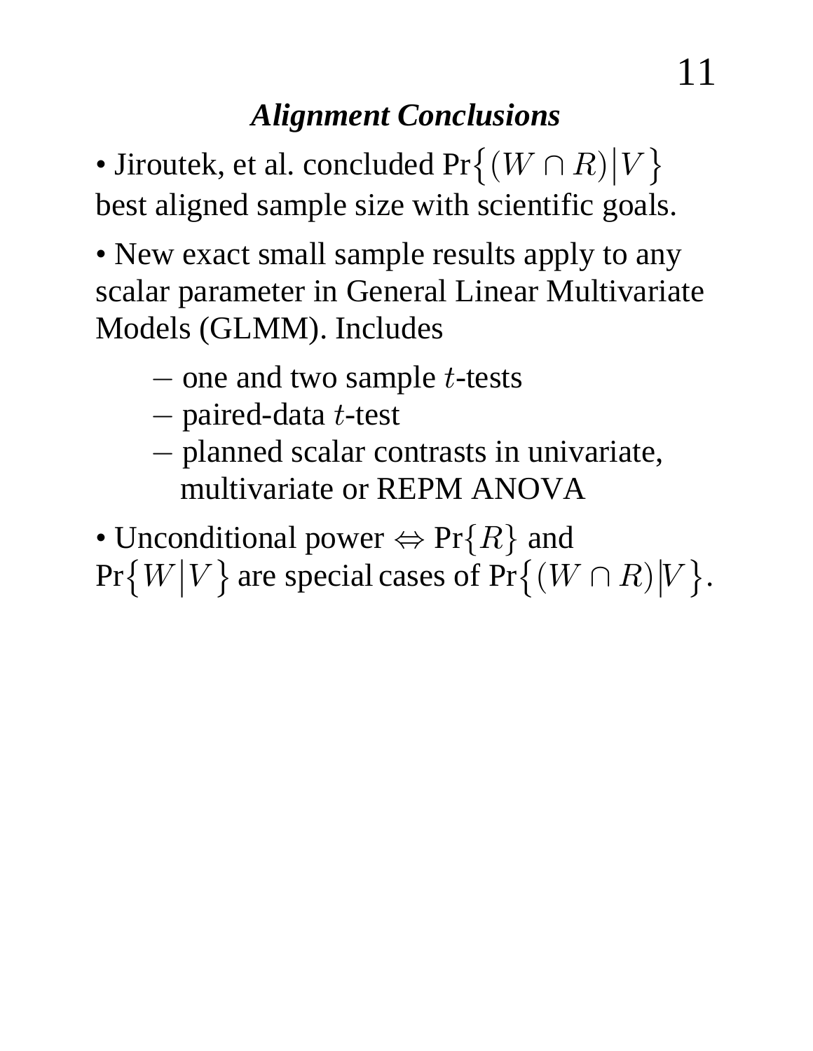## *Alignment Conclusions*

• Jiroutek, et al. concluded $\Pr\{(W \cap R)|V\}$ best aligned sample size with scientific goals.

• New exact small sample results apply to any scalar parameter in General Linear Multivariate Models (GLMM). Includes

- one and two sample $t$-tests
- paired-data $t$-test
- planned scalar contrasts in univariate, multivariate or REPM ANOVA

• Unconditional power $\Leftrightarrow \Pr\{R\}$ and $\Pr\{W|V\}$ are special cases of $\Pr\{(W \cap R)|V\}$.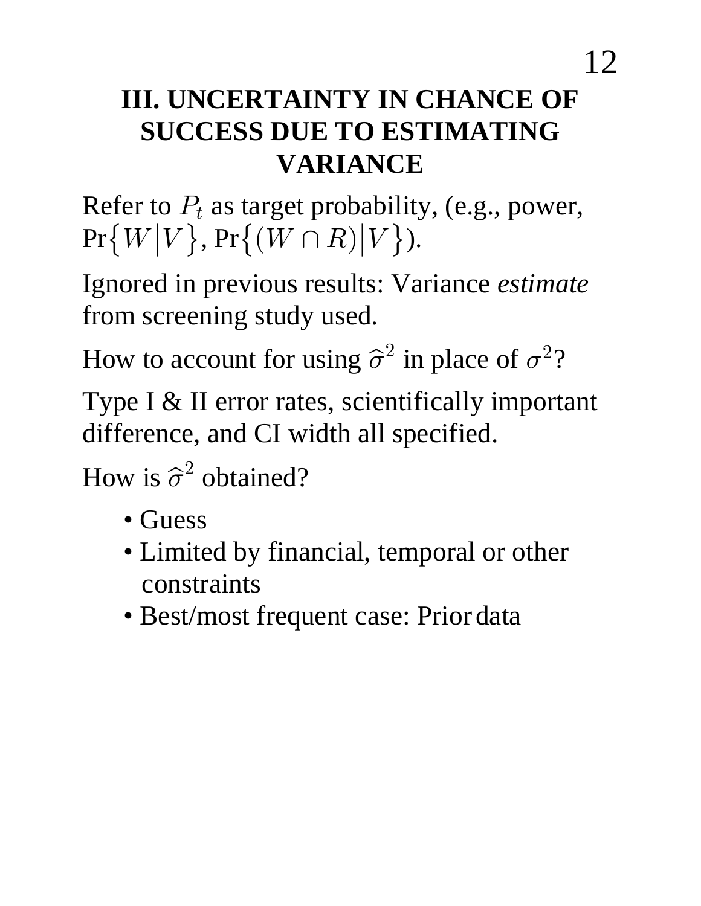# III. UNCERTAINTY IN CHANCE OF SUCCESS DUE TO ESTIMATING VARIANCE

Refer to $P_t$ as target probability, (e.g., power, $\Pr\{W|V\}$, $\Pr\{(W \cap R)|V\}$).

Ignored in previous results: Variance *estimate* from screening study used.

How to account for using $\widehat{\sigma}^2$ in place of $\sigma^2$?

Type I & II error rates, scientifically important difference, and CI width all specified.

How is $\widehat{\sigma}^2$ obtained?

- Guess
- Limited by financial, temporal or other constraints
- Best/most frequent case: Prior data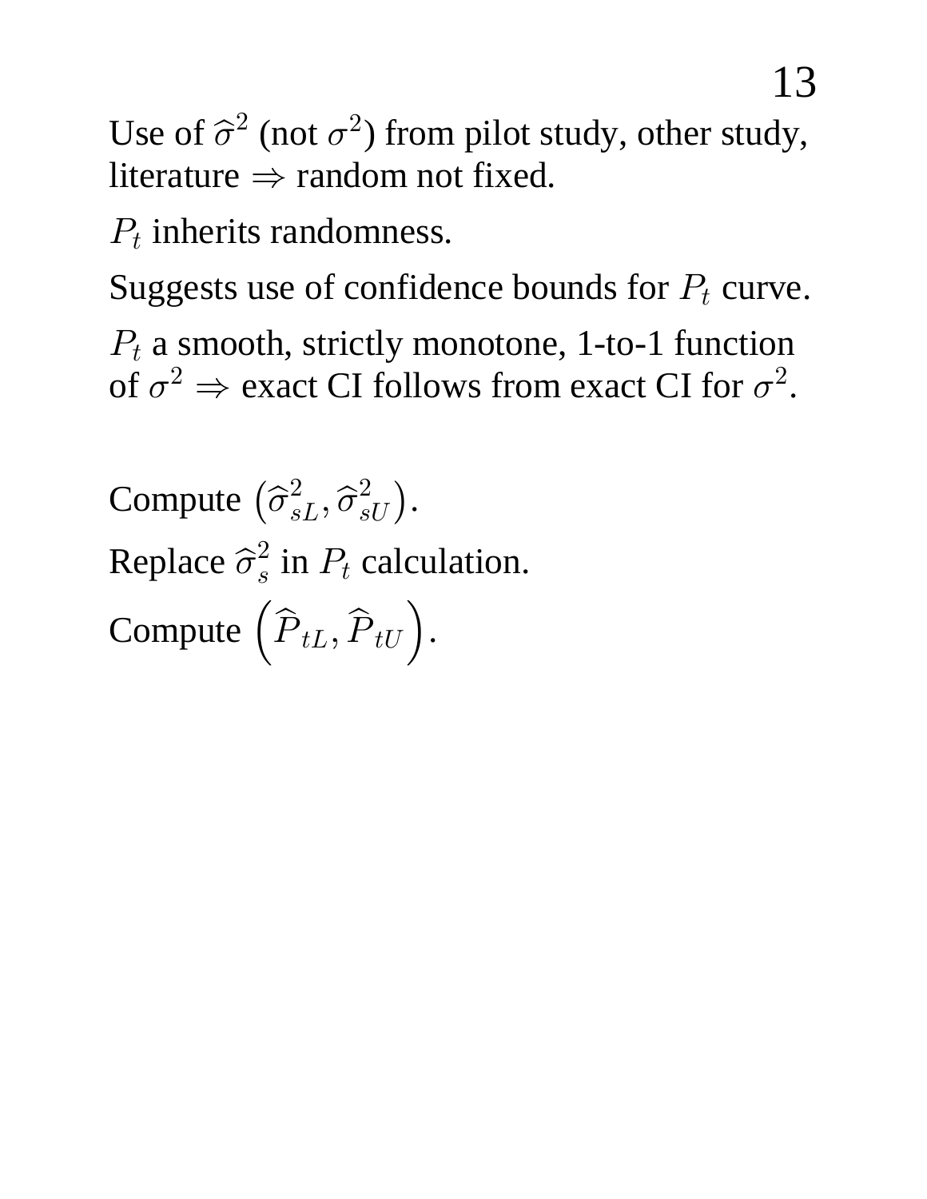Use of $\widehat{\sigma}^2$ (not $\sigma^2$) from pilot study, other study, literature $\Rightarrow$ random not fixed.

$P_t$ inherits randomness.

Suggests use of confidence bounds for $P_t$ curve.

$P_t$ a smooth, strictly monotone, 1-to-1 function of $\sigma^2 \Rightarrow$ exact CI follows from exact CI for $\sigma^2$.

Compute $\left(\widehat{\sigma}^2_{sL}, \widehat{\sigma}^2_{sU}\right)$.

Replace $\widehat{\sigma}^2_s$ in $P_t$ calculation.

Compute $\left(\widehat{P}_{tL}, \widehat{P}_{tU}\right)$.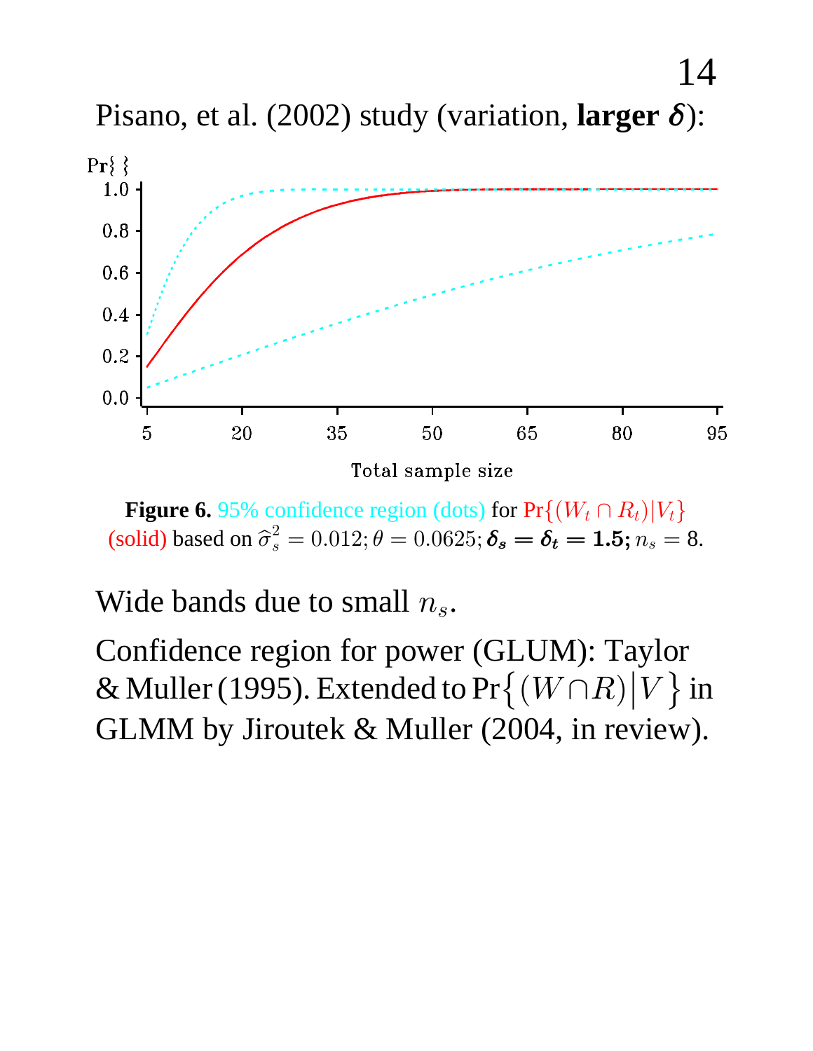Pisano, et al. (2002) study (variation, **larger $\delta$**):

**Figure 6.** 95% confidence region (dots) for $\Pr\{(W_t \cap R_t)|V_t\}$ (solid) based on $\widehat{\sigma}_s^2 = 0.012; \theta = 0.0625;$ $\boldsymbol{\delta_s = \delta_t = 1.5;}$ $n_s = 8$.

Wide bands due to small $n_s$.

Confidence region for power (GLUM): Taylor & Muller (1995). Extended to $\Pr\left\{(W \cap R)\middle|V\right\}$ in GLMM by Jiroutek & Muller (2004, in review).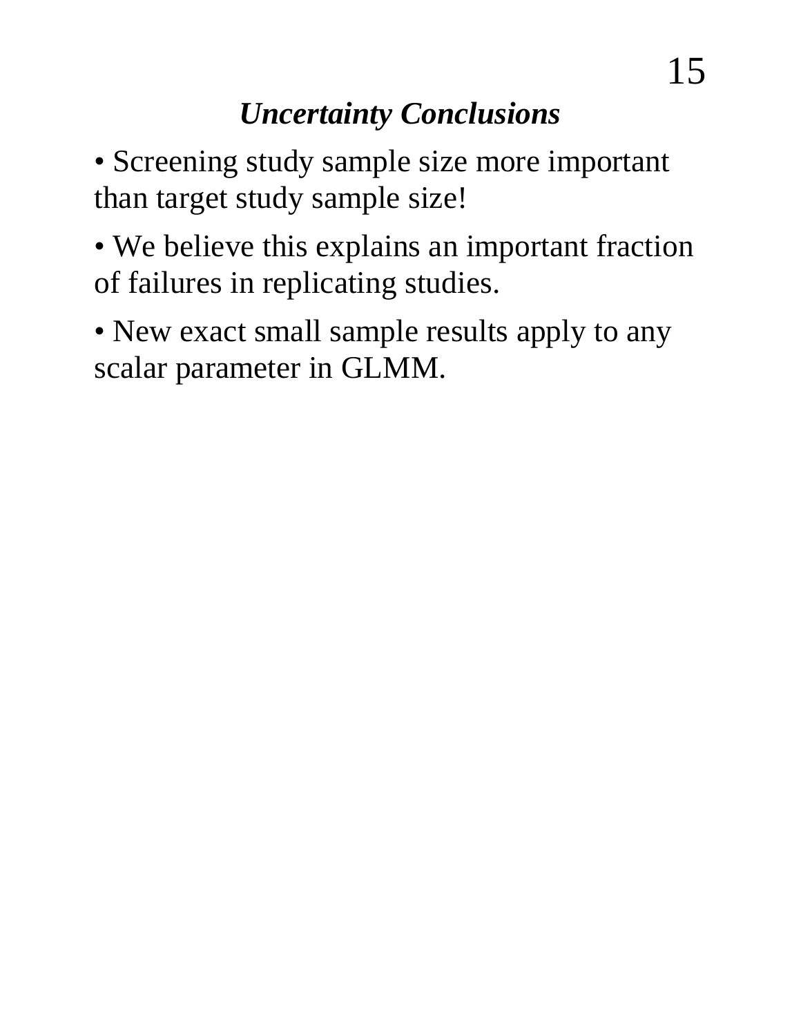## *Uncertainty Conclusions*

- Screening study sample size more important than target study sample size!
- We believe this explains an important fraction of failures in replicating studies.
- New exact small sample results apply to any scalar parameter in GLMM.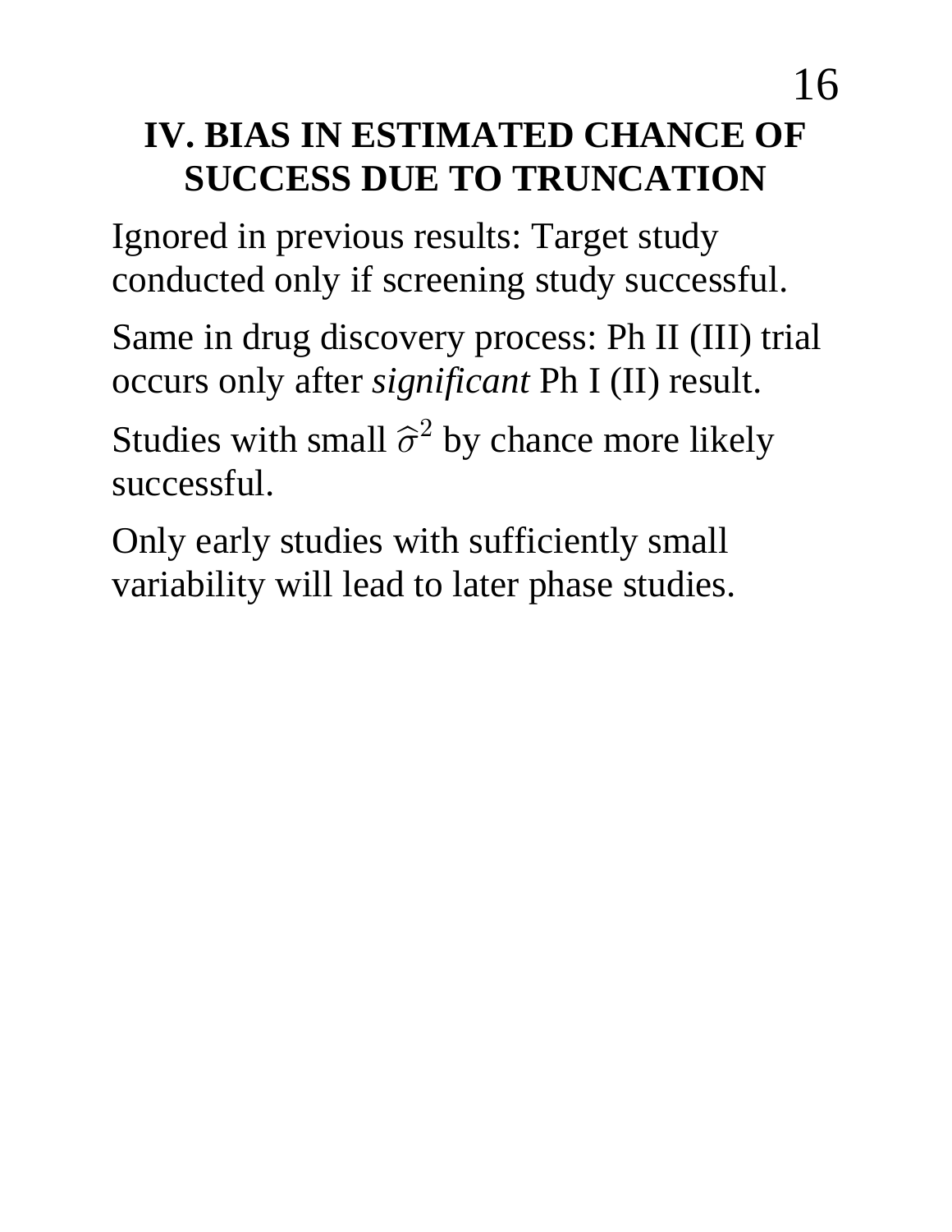# IV. BIAS IN ESTIMATED CHANCE OF SUCCESS DUE TO TRUNCATION

Ignored in previous results: Target study conducted only if screening study successful.

Same in drug discovery process: Ph II (III) trial occurs only after *significant* Ph I (II) result.

Studies with small $\widehat{\sigma}^2$ by chance more likely successful.

Only early studies with sufficiently small variability will lead to later phase studies.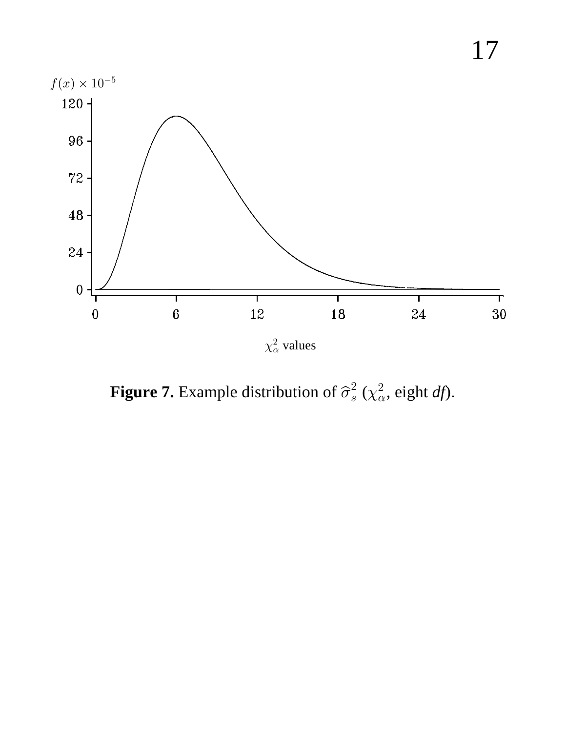**Figure 7.** Example distribution of $\widehat{\sigma}_s^2$ ($\chi^2_\alpha$, eight *df*).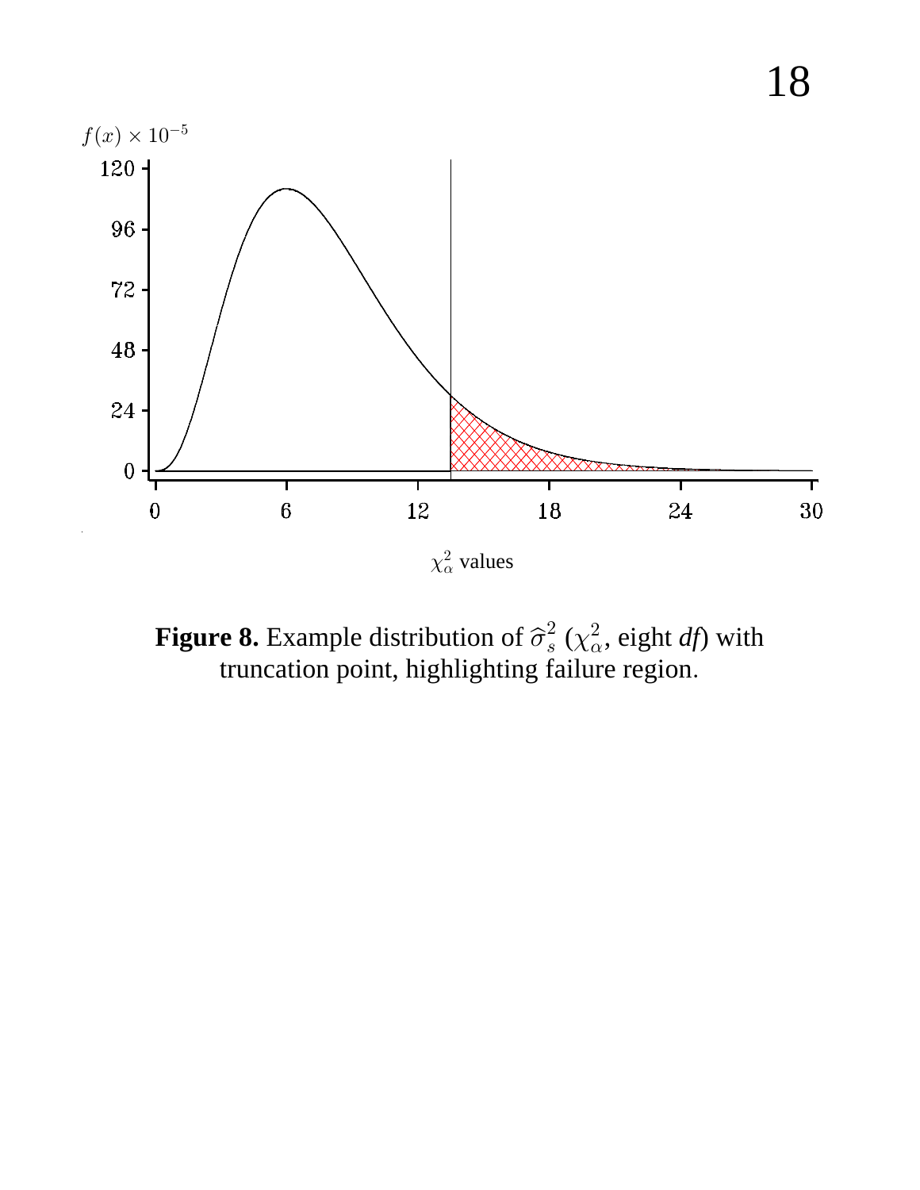**Figure 8.** Example distribution of $\widehat{\sigma}_s^2$ ($\chi_\alpha^2$, eight *df*) with truncation point, highlighting failure region.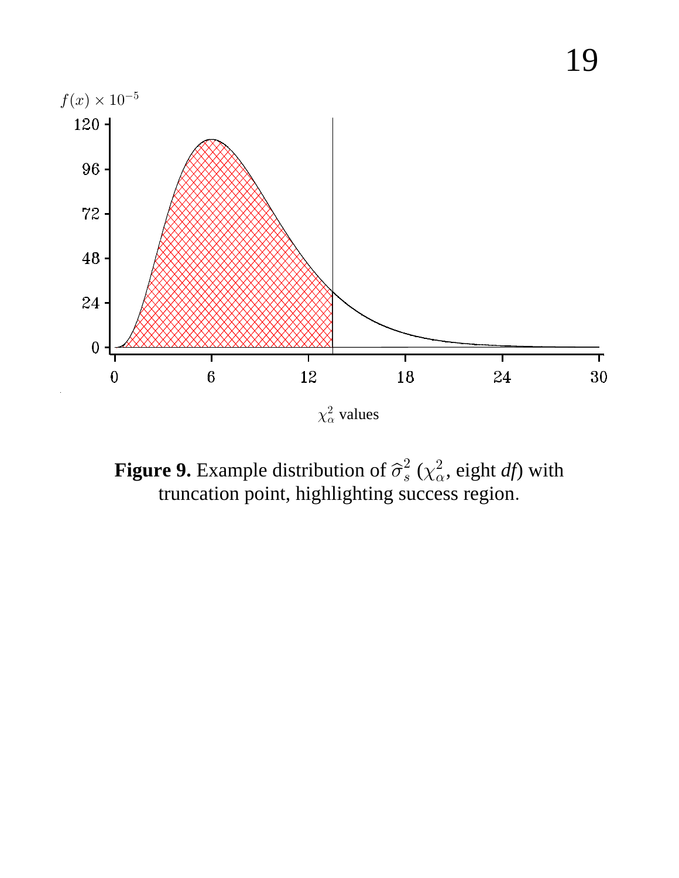**Figure 9.** Example distribution of $\widehat{\sigma}_s^2$ ($\chi_\alpha^2$, eight *df*) with truncation point, highlighting success region.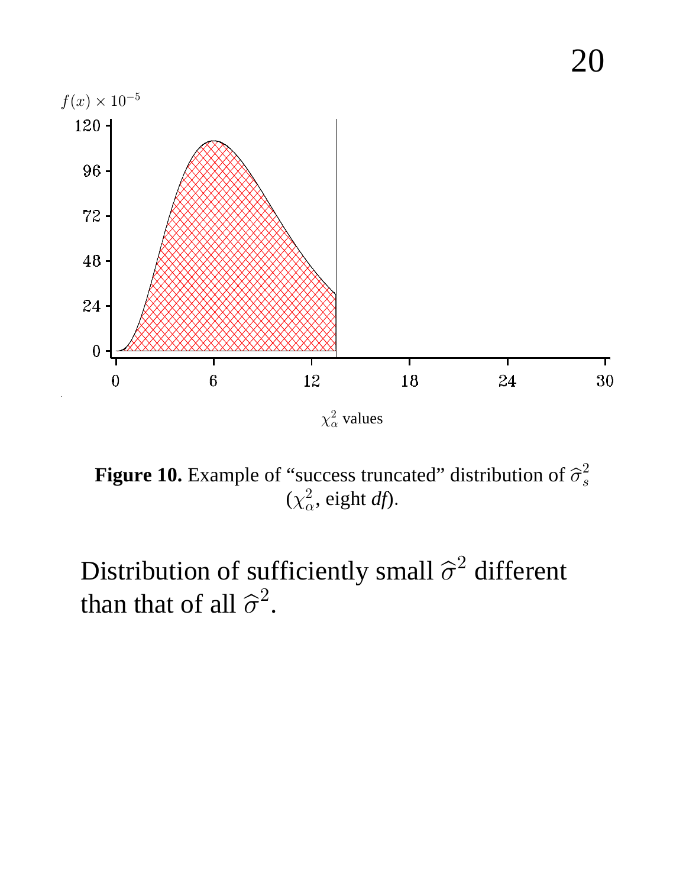**Figure 10.** Example of "success truncated" distribution of $\widehat{\sigma}_s^2$ ($\chi_\alpha^2$, eight *df*).

Distribution of sufficiently small $\widehat{\sigma}^2$ different than that of all $\widehat{\sigma}^2$.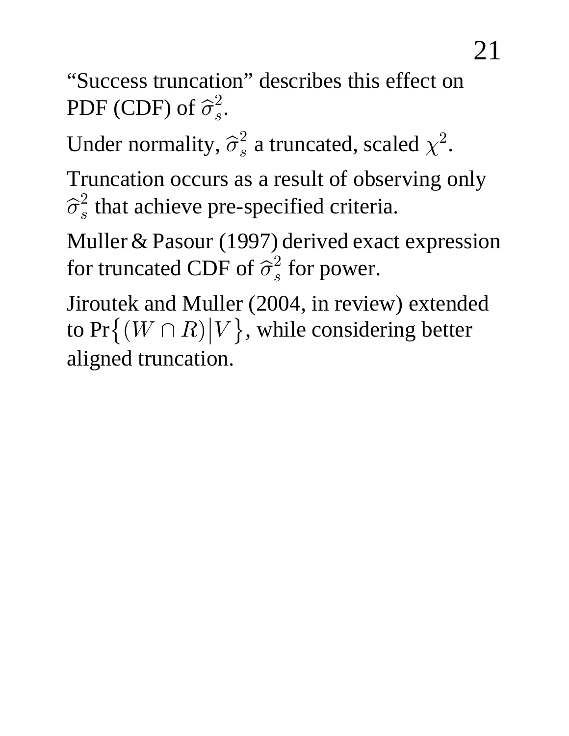"Success truncation" describes this effect on PDF (CDF) of $\widehat{\sigma}_s^2$.

Under normality, $\widehat{\sigma}_s^2$ a truncated, scaled $\chi^2$.

Truncation occurs as a result of observing only $\widehat{\sigma}_s^2$ that achieve pre-specified criteria.

Muller & Pasour (1997) derived exact expression for truncated CDF of $\widehat{\sigma}_s^2$ for power.

Jiroutek and Muller (2004, in review) extended to $\Pr\left\{(W \cap R)\middle|V\right\}$, while considering better aligned truncation.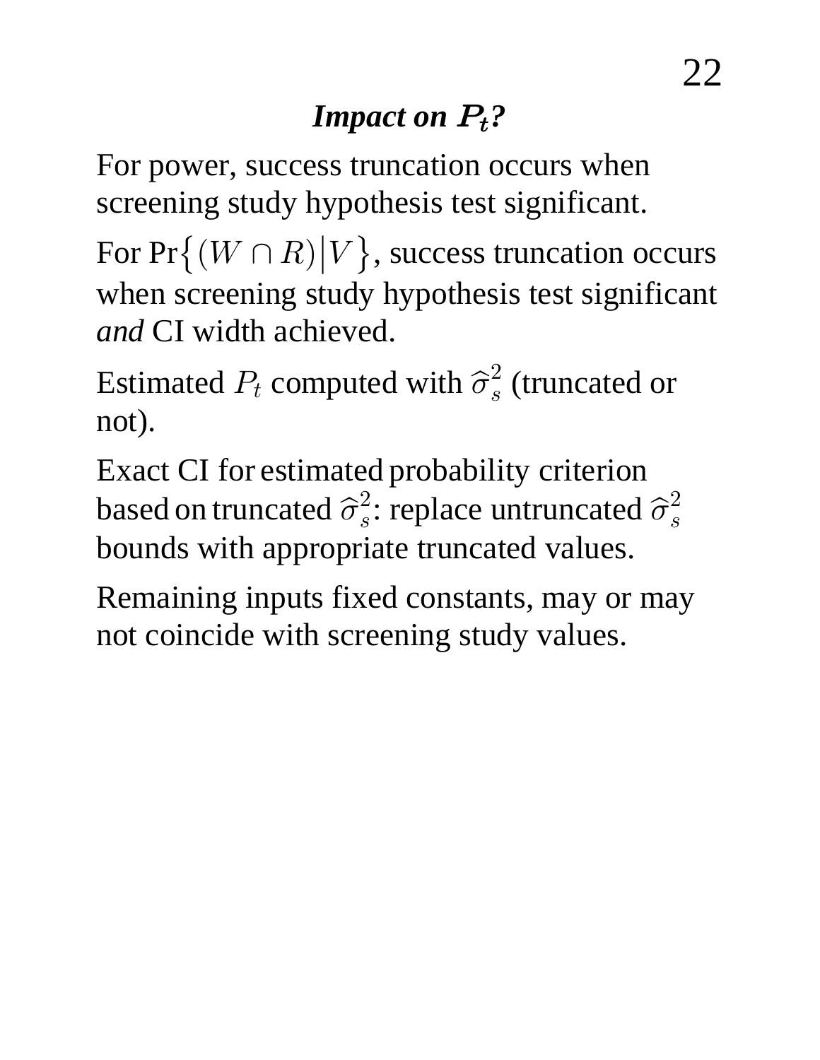## ***Impact on $P_t$?***

For power, success truncation occurs when screening study hypothesis test significant.

For $\Pr\left\{(W \cap R)\middle|V\right\}$, success truncation occurs when screening study hypothesis test significant *and* CI width achieved.

Estimated $P_t$ computed with $\widehat{\sigma}_s^2$ (truncated or not).

Exact CI for estimated probability criterion based on truncated $\widehat{\sigma}_s^2$: replace untruncated $\widehat{\sigma}_s^2$ bounds with appropriate truncated values.

Remaining inputs fixed constants, may or may not coincide with screening study values.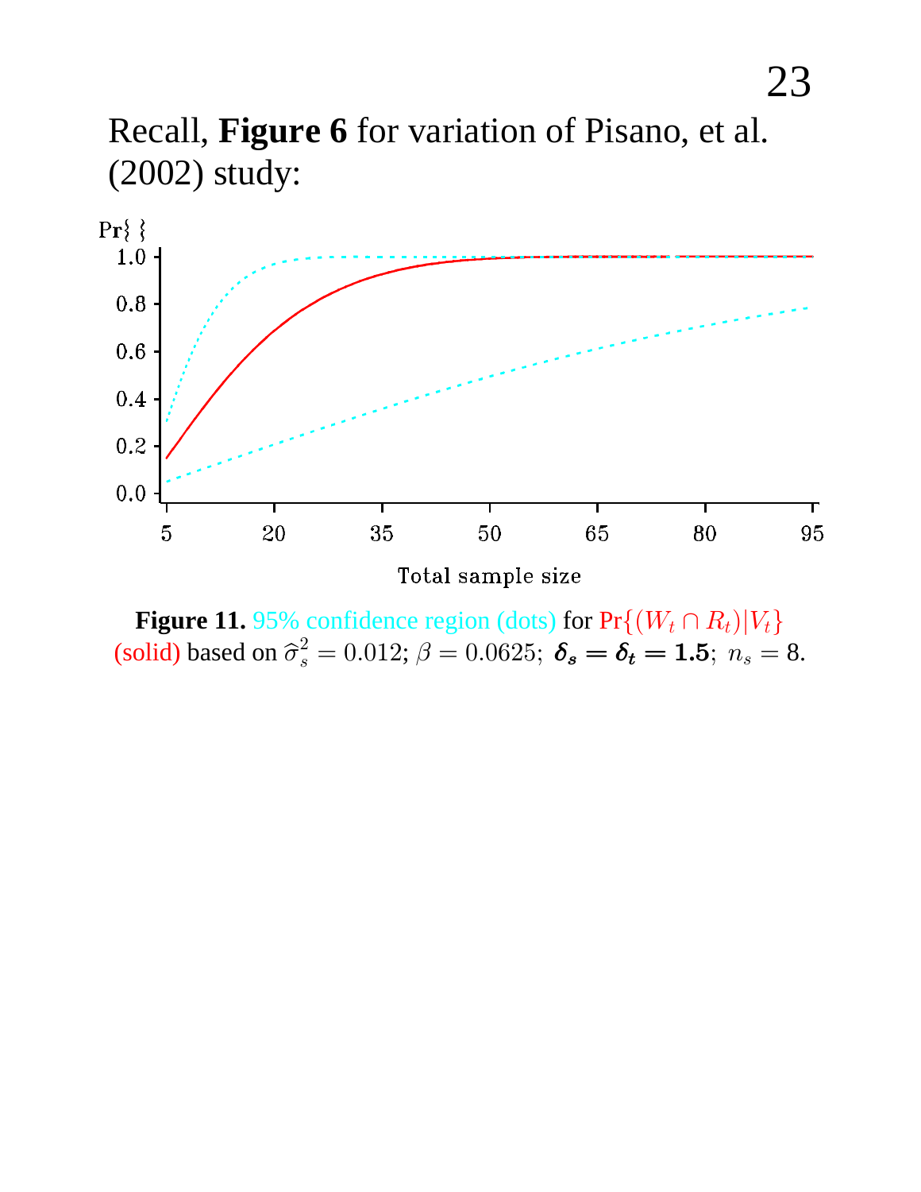Recall, **Figure 6** for variation of Pisano, et al. (2002) study:

**Figure 11.** 95% confidence region (dots) for $\Pr\{(W_t \cap R_t)|V_t\}$ (solid) based on $\widehat{\sigma}_s^2 = 0.012$; $\beta = 0.0625$; $\boldsymbol{\delta_s = \delta_t = 1.5}$; $n_s = 8$.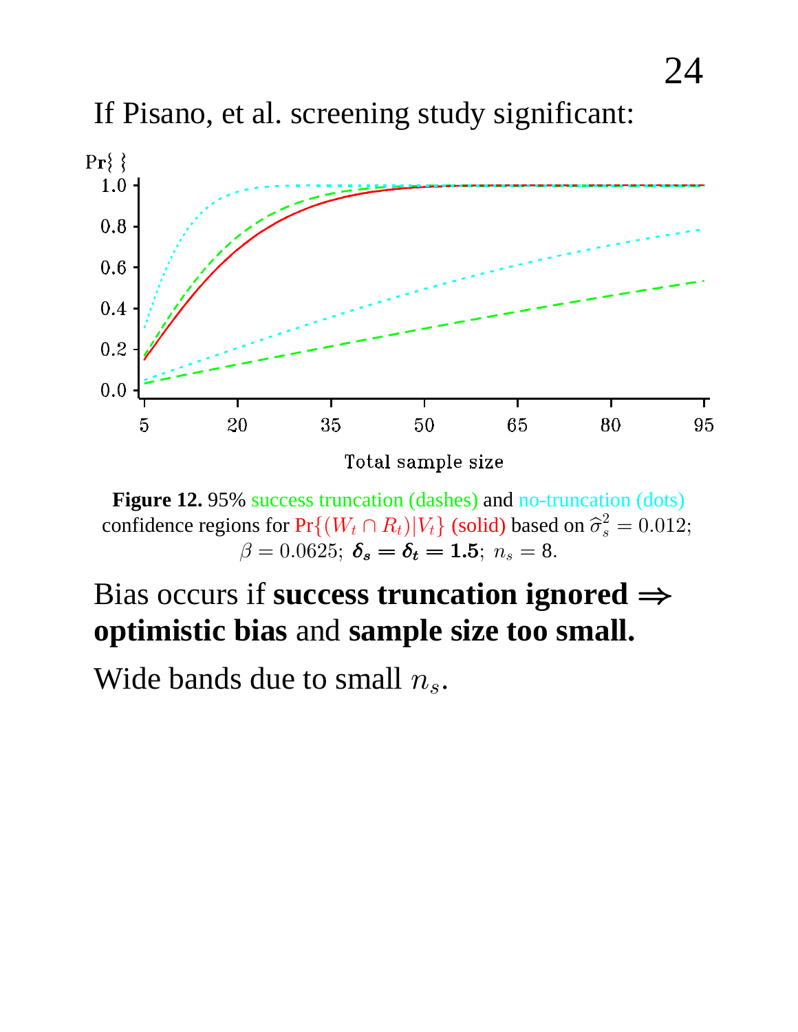If Pisano, et al. screening study significant:

**Figure 12.** 95% success truncation (dashes) and no-truncation (dots) confidence regions for $\Pr\{(W_t \cap R_t)|V_t\}$ (solid) based on $\widehat{\sigma}_s^2 = 0.012$; $\beta = 0.0625$; $\boldsymbol{\delta_s = \delta_t = 1.5}$; $n_s = 8$.

Bias occurs if **success truncation ignored $\Rightarrow$ optimistic bias** and **sample size too small.**

Wide bands due to small $n_s$.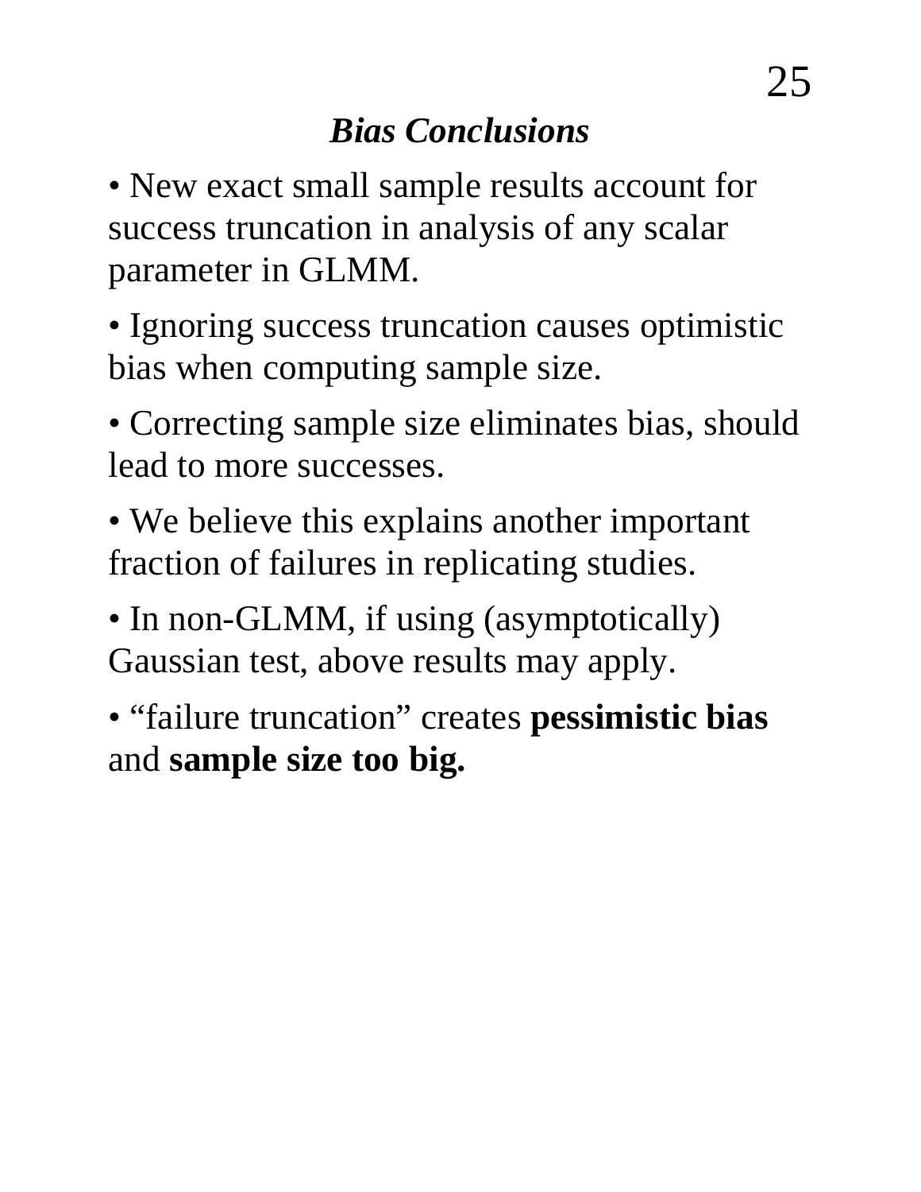## *Bias Conclusions*

- New exact small sample results account for success truncation in analysis of any scalar parameter in GLMM.

- Ignoring success truncation causes optimistic bias when computing sample size.

- Correcting sample size eliminates bias, should lead to more successes.

- We believe this explains another important fraction of failures in replicating studies.

- In non-GLMM, if using (asymptotically) Gaussian test, above results may apply.

- “failure truncation” creates **pessimistic bias** and **sample size too big.**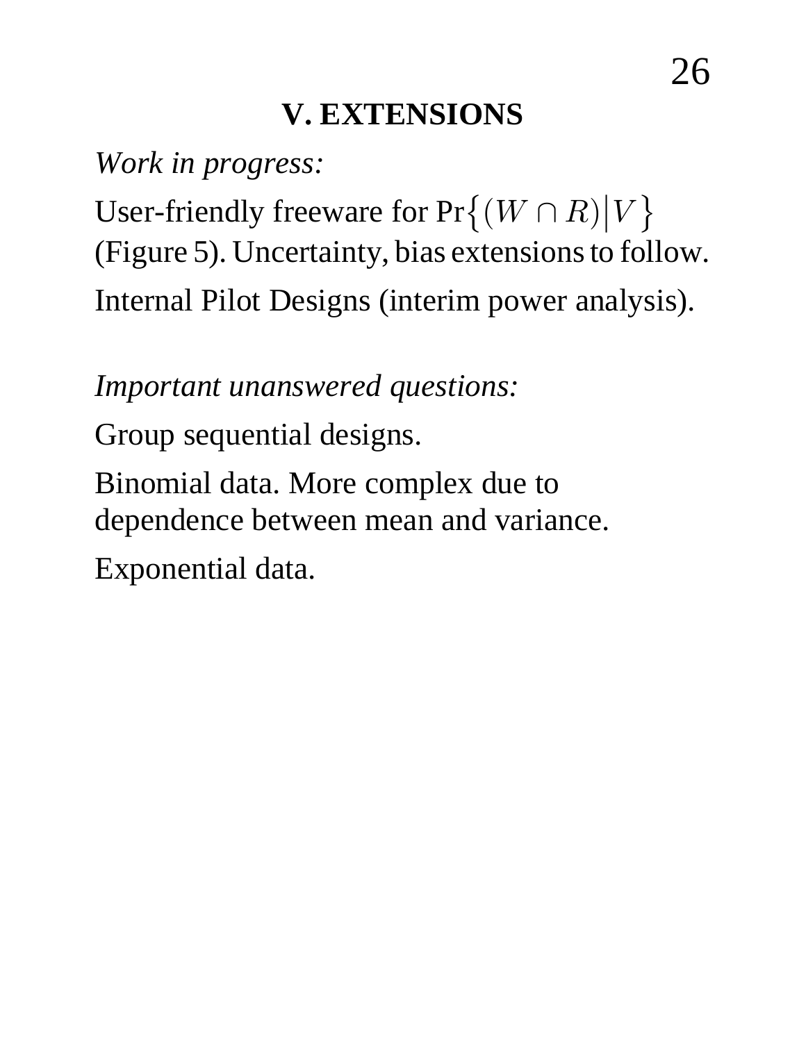# V. EXTENSIONS

*Work in progress:*

User-friendly freeware for $\Pr\{(W \cap R) | V\}$ (Figure 5). Uncertainty, bias extensions to follow.

Internal Pilot Designs (interim power analysis).

*Important unanswered questions:*

Group sequential designs.

Binomial data. More complex due to dependence between mean and variance.

Exponential data.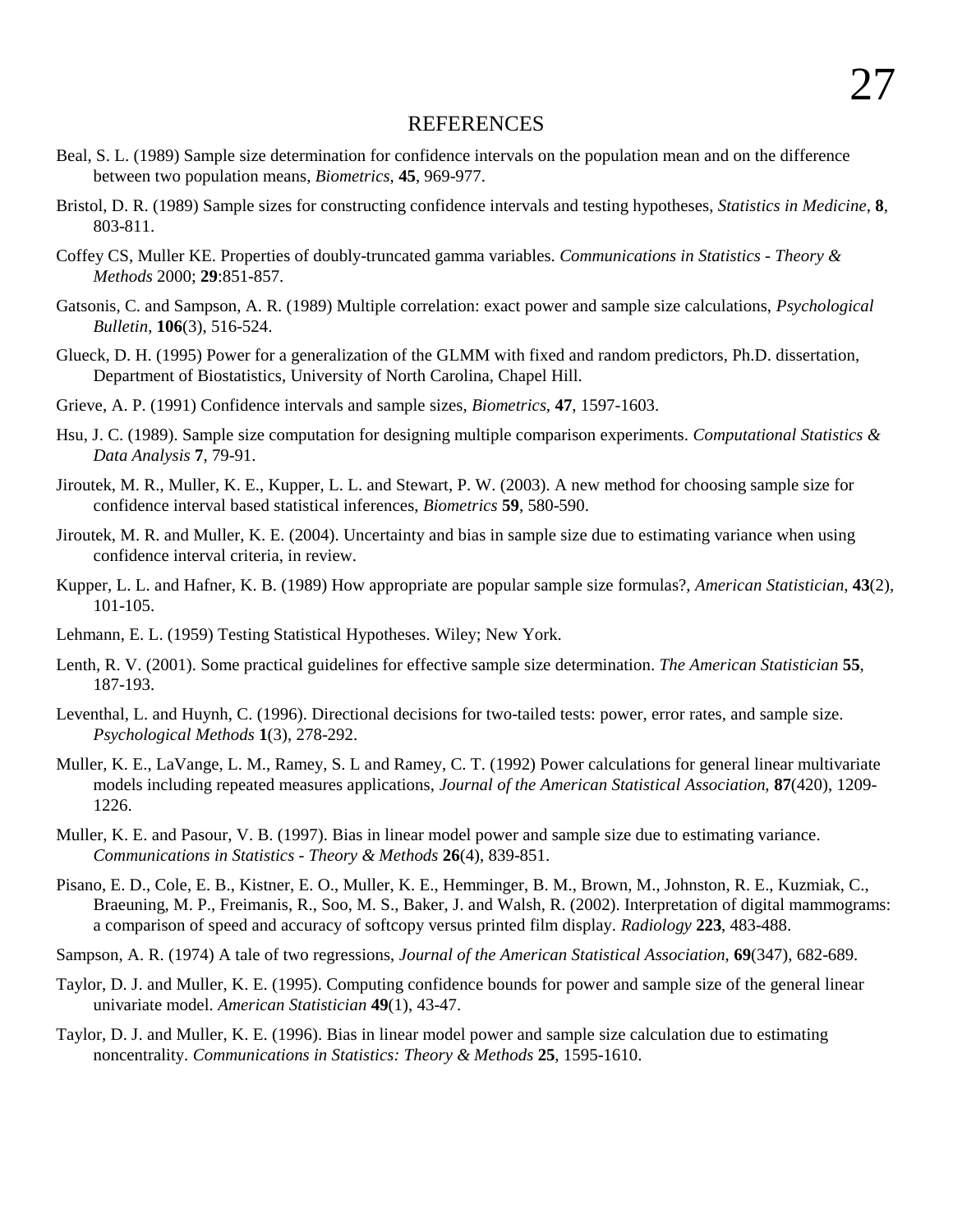# REFERENCES

Beal, S. L. (1989) Sample size determination for confidence intervals on the population mean and on the difference between two population means, *Biometrics*, **45**, 969-977.

Bristol, D. R. (1989) Sample sizes for constructing confidence intervals and testing hypotheses, *Statistics in Medicine*, **8**, 803-811.

Coffey CS, Muller KE. Properties of doubly-truncated gamma variables. *Communications in Statistics - Theory & Methods* 2000; **29**:851-857.

Gatsonis, C. and Sampson, A. R. (1989) Multiple correlation: exact power and sample size calculations, *Psychological Bulletin*, **106**(3), 516-524.

Glueck, D. H. (1995) Power for a generalization of the GLMM with fixed and random predictors, Ph.D. dissertation, Department of Biostatistics, University of North Carolina, Chapel Hill.

Grieve, A. P. (1991) Confidence intervals and sample sizes, *Biometrics*, **47**, 1597-1603.

Hsu, J. C. (1989). Sample size computation for designing multiple comparison experiments. *Computational Statistics & Data Analysis* **7**, 79-91.

Jiroutek, M. R., Muller, K. E., Kupper, L. L. and Stewart, P. W. (2003). A new method for choosing sample size for confidence interval based statistical inferences, *Biometrics* **59**, 580-590.

Jiroutek, M. R. and Muller, K. E. (2004). Uncertainty and bias in sample size due to estimating variance when using confidence interval criteria, in review.

Kupper, L. L. and Hafner, K. B. (1989) How appropriate are popular sample size formulas?, *American Statistician*, **43**(2), 101-105.

Lehmann, E. L. (1959) Testing Statistical Hypotheses. Wiley; New York.

Lenth, R. V. (2001). Some practical guidelines for effective sample size determination. *The American Statistician* **55**, 187-193.

Leventhal, L. and Huynh, C. (1996). Directional decisions for two-tailed tests: power, error rates, and sample size. *Psychological Methods* **1**(3), 278-292.

Muller, K. E., LaVange, L. M., Ramey, S. L and Ramey, C. T. (1992) Power calculations for general linear multivariate models including repeated measures applications, *Journal of the American Statistical Association*, **87**(420), 1209-1226.

Muller, K. E. and Pasour, V. B. (1997). Bias in linear model power and sample size due to estimating variance. *Communications in Statistics - Theory & Methods* **26**(4), 839-851.

Pisano, E. D., Cole, E. B., Kistner, E. O., Muller, K. E., Hemminger, B. M., Brown, M., Johnston, R. E., Kuzmiak, C., Braeuning, M. P., Freimanis, R., Soo, M. S., Baker, J. and Walsh, R. (2002). Interpretation of digital mammograms: a comparison of speed and accuracy of softcopy versus printed film display. *Radiology* **223**, 483-488.

Sampson, A. R. (1974) A tale of two regressions, *Journal of the American Statistical Association*, **69**(347), 682-689.

Taylor, D. J. and Muller, K. E. (1995). Computing confidence bounds for power and sample size of the general linear univariate model. *American Statistician* **49**(1), 43-47.

Taylor, D. J. and Muller, K. E. (1996). Bias in linear model power and sample size calculation due to estimating noncentrality. *Communications in Statistics: Theory & Methods* **25**, 1595-1610.